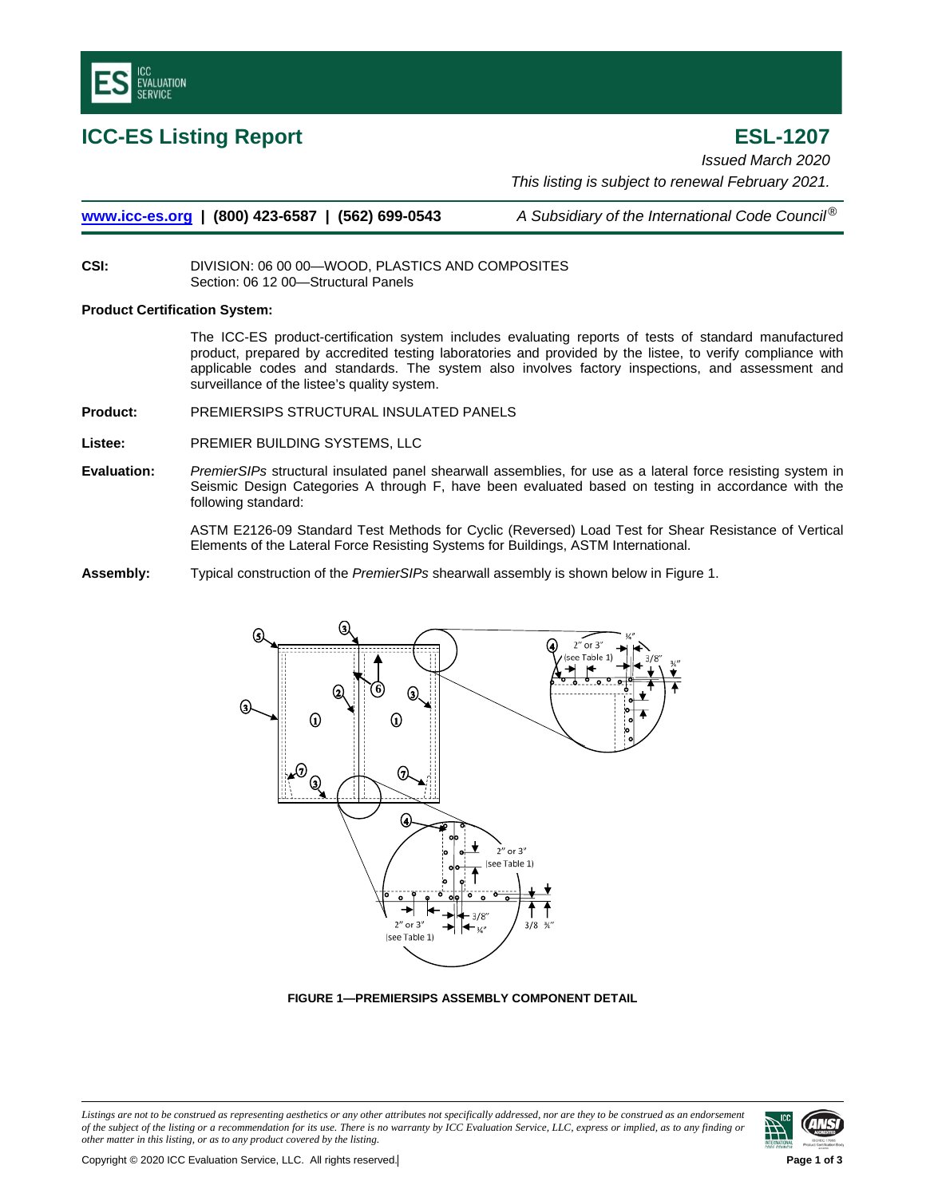# ICC-ES Listing Report

# ESL-1207

*Issued March 2020*

*This listing is subject to renewal February 2021.*

**www.icc-es.org | (800) 423-6587 | (562) 699-0543** *A Subsidiary of the International Code Council®*

**CSI:** DIVISION: 06 00 00—WOOD, PLASTICS AND COMPOSITES
Section: 06 12 00—Structural Panels

**Product Certification System:**

The ICC-ES product-certification system includes evaluating reports of tests of standard manufactured product, prepared by accredited testing laboratories and provided by the listee, to verify compliance with applicable codes and standards. The system also involves factory inspections, and assessment and surveillance of the listee's quality system.

**Product:** PREMIERSIPS STRUCTURAL INSULATED PANELS

**Listee:** PREMIER BUILDING SYSTEMS, LLC

**Evaluation:** *PremierSIPs* structural insulated panel shearwall assemblies, for use as a lateral force resisting system in Seismic Design Categories A through F, have been evaluated based on testing in accordance with the following standard:

ASTM E2126-09 Standard Test Methods for Cyclic (Reversed) Load Test for Shear Resistance of Vertical Elements of the Lateral Force Resisting Systems for Buildings, ASTM International.

**Assembly:** Typical construction of the *PremierSIPs* shearwall assembly is shown below in Figure 1.

**FIGURE 1—PREMIERSIPS ASSEMBLY COMPONENT DETAIL**

*Listings are not to be construed as representing aesthetics or any other attributes not specifically addressed, nor are they to be construed as an endorsement of the subject of the listing or a recommendation for its use. There is no warranty by ICC Evaluation Service, LLC, express or implied, as to any finding or other matter in this listing, or as to any product covered by the listing.*

Copyright © 2020 ICC Evaluation Service, LLC. All rights reserved.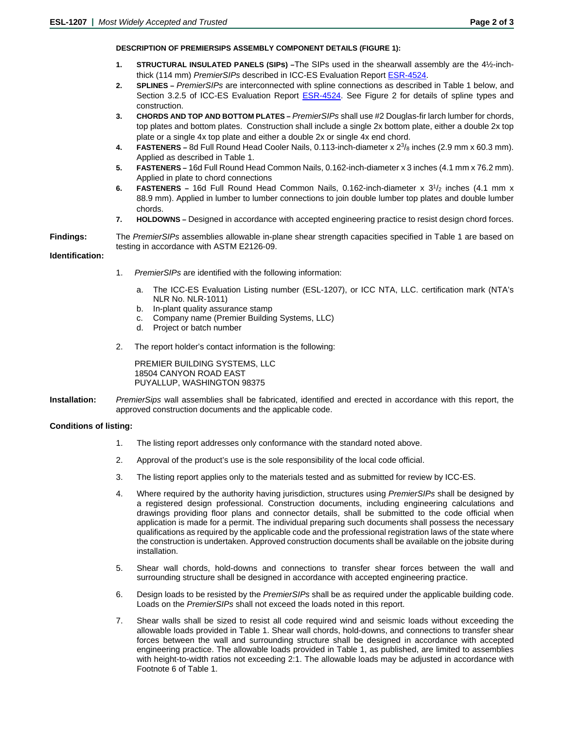**DESCRIPTION OF PREMIERSIPS ASSEMBLY COMPONENT DETAILS (FIGURE 1):**

1. **STRUCTURAL INSULATED PANELS (SIPs) –** The SIPs used in the shearwall assembly are the 4½-inch-thick (114 mm) *PremierSIPs* described in ICC-ES Evaluation Report ESR-4524.
2. **SPLINES –** *PremierSIPs* are interconnected with spline connections as described in Table 1 below, and Section 3.2.5 of ICC-ES Evaluation Report ESR-4524. See Figure 2 for details of spline types and construction.
3. **CHORDS AND TOP AND BOTTOM PLATES –** *PremierSIPs* shall use #2 Douglas-fir larch lumber for chords, top plates and bottom plates. Construction shall include a single 2x bottom plate, either a double 2x top plate or a single 4x top plate and either a double 2x or single 4x end chord.
4. **FASTENERS –** 8d Full Round Head Cooler Nails, 0.113-inch-diameter x 2³/₈ inches (2.9 mm x 60.3 mm). Applied as described in Table 1.
5. **FASTENERS –** 16d Full Round Head Common Nails, 0.162-inch-diameter x 3 inches (4.1 mm x 76.2 mm). Applied in plate to chord connections
6. **FASTENERS –** 16d Full Round Head Common Nails, 0.162-inch-diameter x 3¹/₂ inches (4.1 mm x 88.9 mm). Applied in lumber to lumber connections to join double lumber top plates and double lumber chords.
7. **HOLDOWNS –** Designed in accordance with accepted engineering practice to resist design chord forces.

**Findings:** The *PremierSIPs* assemblies allowable in-plane shear strength capacities specified in Table 1 are based on testing in accordance with ASTM E2126-09.

**Identification:**

1. *PremierSIPs* are identified with the following information:

   a. The ICC-ES Evaluation Listing number (ESL-1207), or ICC NTA, LLC. certification mark (NTA's NLR No. NLR-1011)
   b. In-plant quality assurance stamp
   c. Company name (Premier Building Systems, LLC)
   d. Project or batch number

2. The report holder's contact information is the following:

   PREMIER BUILDING SYSTEMS, LLC
   18504 CANYON ROAD EAST
   PUYALLUP, WASHINGTON 98375

**Installation:** *PremierSips* wall assemblies shall be fabricated, identified and erected in accordance with this report, the approved construction documents and the applicable code.

**Conditions of listing:**

1. The listing report addresses only conformance with the standard noted above.

2. Approval of the product's use is the sole responsibility of the local code official.

3. The listing report applies only to the materials tested and as submitted for review by ICC-ES.

4. Where required by the authority having jurisdiction, structures using *PremierSIPs* shall be designed by a registered design professional. Construction documents, including engineering calculations and drawings providing floor plans and connector details, shall be submitted to the code official when application is made for a permit. The individual preparing such documents shall possess the necessary qualifications as required by the applicable code and the professional registration laws of the state where the construction is undertaken. Approved construction documents shall be available on the jobsite during installation.

5. Shear wall chords, hold-downs and connections to transfer shear forces between the wall and surrounding structure shall be designed in accordance with accepted engineering practice.

6. Design loads to be resisted by the *PremierSIPs* shall be as required under the applicable building code. Loads on the *PremierSIPs* shall not exceed the loads noted in this report.

7. Shear walls shall be sized to resist all code required wind and seismic loads without exceeding the allowable loads provided in Table 1. Shear wall chords, hold-downs, and connections to transfer shear forces between the wall and surrounding structure shall be designed in accordance with accepted engineering practice. The allowable loads provided in Table 1, as published, are limited to assemblies with height-to-width ratios not exceeding 2:1. The allowable loads may be adjusted in accordance with Footnote 6 of Table 1.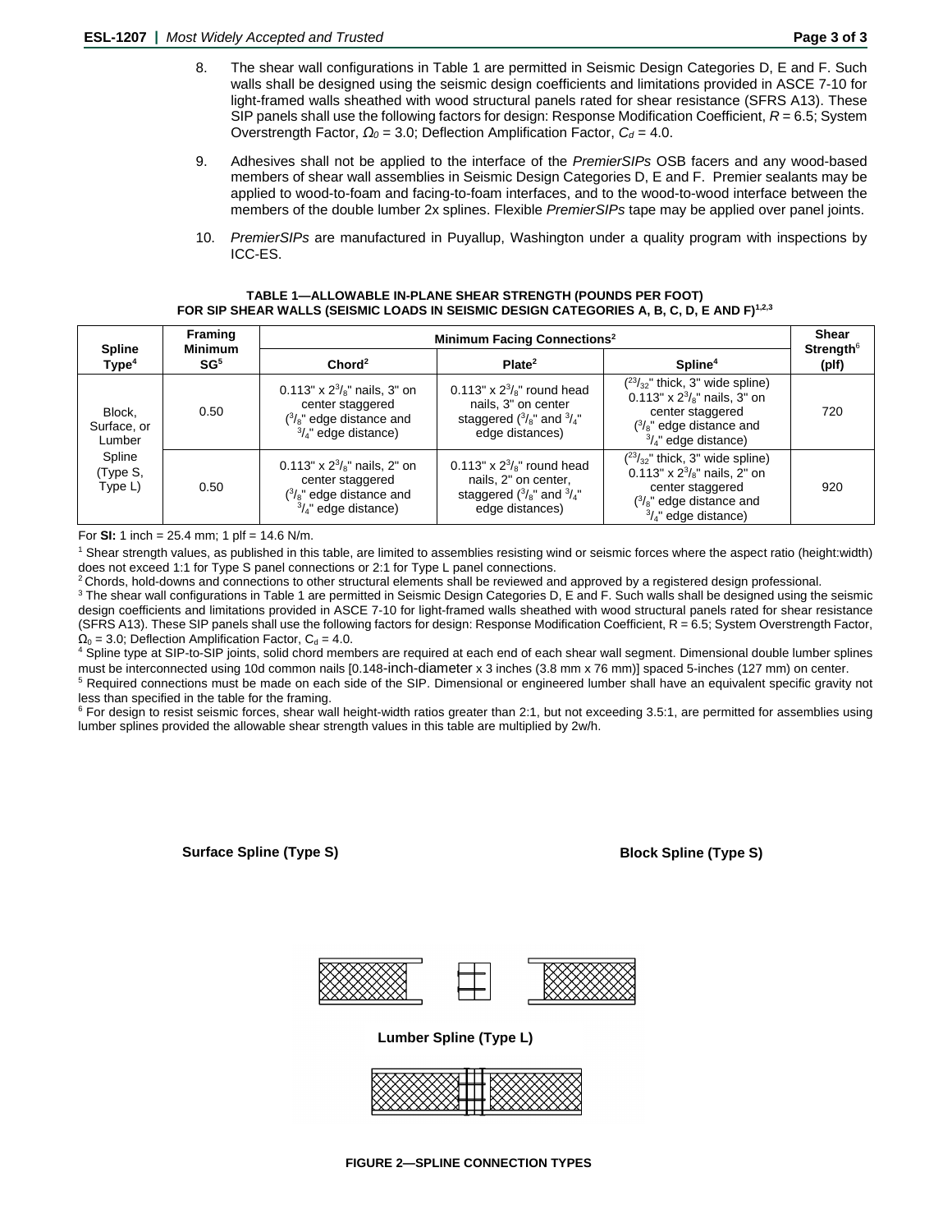8. The shear wall configurations in Table 1 are permitted in Seismic Design Categories D, E and F. Such walls shall be designed using the seismic design coefficients and limitations provided in ASCE 7-10 for light-framed walls sheathed with wood structural panels rated for shear resistance (SFRS A13). These SIP panels shall use the following factors for design: Response Modification Coefficient, $R$ = 6.5; System Overstrength Factor, $\Omega_0$ = 3.0; Deflection Amplification Factor, $C_d$ = 4.0.

9. Adhesives shall not be applied to the interface of the *PremierSIPs* OSB facers and any wood-based members of shear wall assemblies in Seismic Design Categories D, E and F. Premier sealants may be applied to wood-to-foam and facing-to-foam interfaces, and to the wood-to-wood interface between the members of the double lumber 2x splines. Flexible *PremierSIPs* tape may be applied over panel joints.

10. *PremierSIPs* are manufactured in Puyallup, Washington under a quality program with inspections by ICC-ES.

**TABLE 1—ALLOWABLE IN-PLANE SHEAR STRENGTH (POUNDS PER FOOT) FOR SIP SHEAR WALLS (SEISMIC LOADS IN SEISMIC DESIGN CATEGORIES A, B, C, D, E AND F)[1,2,3]**

| Spline Type[4] | Framing Minimum SG[5] | Minimum Facing Connections[2] | | | Shear Strength[6] (plf) |
|---|---|---|---|---|---|
| | | Chord[2] | Plate[2] | Spline[4] | |
| Block, Surface, or Lumber Spline (Type S, Type L) | 0.50 | 0.113" x 2 3/8" nails, 3" on center staggered (3/8" edge distance and 3/4" edge distance) | 0.113" x 2 3/8" round head nails, 3" on center staggered (3/8" and 3/4" edge distances) | (23/32" thick, 3" wide spline) 0.113" x 2 3/8" nails, 3" on center staggered (3/8" edge distance and 3/4" edge distance) | 720 |
| | 0.50 | 0.113" x 2 3/8" nails, 2" on center staggered (3/8" edge distance and 3/4" edge distance) | 0.113" x 2 3/8" round head nails, 2" on center, staggered (3/8" and 3/4" edge distances) | (23/32" thick, 3" wide spline) 0.113" x 2 3/8" nails, 2" on center staggered (3/8" edge distance and 3/4" edge distance) | 920 |

For **SI:** 1 inch = 25.4 mm; 1 plf = 14.6 N/m.

[1] Shear strength values, as published in this table, are limited to assemblies resisting wind or seismic forces where the aspect ratio (height:width) does not exceed 1:1 for Type S panel connections or 2:1 for Type L panel connections.

[2] Chords, hold-downs and connections to other structural elements shall be reviewed and approved by a registered design professional.

[3] The shear wall configurations in Table 1 are permitted in Seismic Design Categories D, E and F. Such walls shall be designed using the seismic design coefficients and limitations provided in ASCE 7-10 for light-framed walls sheathed with wood structural panels rated for shear resistance (SFRS A13). These SIP panels shall use the following factors for design: Response Modification Coefficient, R = 6.5; System Overstrength Factor, $\Omega_0$ = 3.0; Deflection Amplification Factor, $C_d$ = 4.0.

[4] Spline type at SIP-to-SIP joints, solid chord members are required at each end of each shear wall segment. Dimensional double lumber splines must be interconnected using 10d common nails [0.148-inch-diameter x 3 inches (3.8 mm x 76 mm)] spaced 5-inches (127 mm) on center.

[5] Required connections must be made on each side of the SIP. Dimensional or engineered lumber shall have an equivalent specific gravity not less than specified in the table for the framing.

[6] For design to resist seismic forces, shear wall height-width ratios greater than 2:1, but not exceeding 3.5:1, are permitted for assemblies using lumber splines provided the allowable shear strength values in this table are multiplied by 2w/h.

Surface Spline (Type S)

Block Spline (Type S)

Lumber Spline (Type L)

**FIGURE 2—SPLINE CONNECTION TYPES**